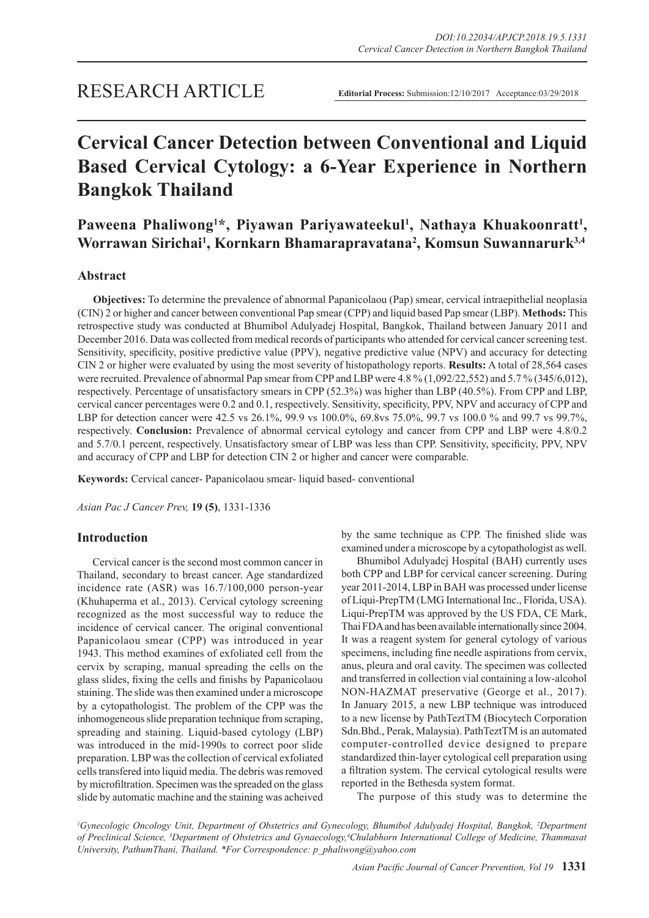RESEARCH ARTICLE

**Editorial Process:** Submission:12/10/2017 Acceptance:03/29/2018

# Cervical Cancer Detection between Conventional and Liquid Based Cervical Cytology: a 6-Year Experience in Northern Bangkok Thailand

**Paweena Phaliwong[1]*, Piyawan Pariyawateekul[1], Nathaya Khuakoonratt[1], Worrawan Sirichai[1], Kornkarn Bhamarapravatana[2], Komsun Suwannarurk[3,4]**

## Abstract

**Objectives:** To determine the prevalence of abnormal Papanicolaou (Pap) smear, cervical intraepithelial neoplasia (CIN) 2 or higher and cancer between conventional Pap smear (CPP) and liquid based Pap smear (LBP). **Methods:** This retrospective study was conducted at Bhumibol Adulyadej Hospital, Bangkok, Thailand between January 2011 and December 2016. Data was collected from medical records of participants who attended for cervical cancer screening test. Sensitivity, specificity, positive predictive value (PPV), negative predictive value (NPV) and accuracy for detecting CIN 2 or higher were evaluated by using the most severity of histopathology reports. **Results:** A total of 28,564 cases were recruited. Prevalence of abnormal Pap smear from CPP and LBP were 4.8 % (1,092/22,552) and 5.7 % (345/6,012), respectively. Percentage of unsatisfactory smears in CPP (52.3%) was higher than LBP (40.5%). From CPP and LBP, cervical cancer percentages were 0.2 and 0.1, respectively. Sensitivity, specificity, PPV, NPV and accuracy of CPP and LBP for detection cancer were 42.5 vs 26.1%, 99.9 vs 100.0%, 69.8vs 75.0%, 99.7 vs 100.0 % and 99.7 vs 99.7%, respectively. **Conclusion:** Prevalence of abnormal cervical cytology and cancer from CPP and LBP were 4.8/0.2 and 5.7/0.1 percent, respectively. Unsatisfactory smear of LBP was less than CPP. Sensitivity, specificity, PPV, NPV and accuracy of CPP and LBP for detection CIN 2 or higher and cancer were comparable.

**Keywords:** Cervical cancer- Papanicolaou smear- liquid based- conventional

*Asian Pac J Cancer Prev,* **19 (5)**, 1331-1336

## Introduction

Cervical cancer is the second most common cancer in Thailand, secondary to breast cancer. Age standardized incidence rate (ASR) was 16.7/100,000 person-year (Khuhaperma et al., 2013). Cervical cytology screening recognized as the most successful way to reduce the incidence of cervical cancer. The original conventional Papanicolaou smear (CPP) was introduced in year 1943. This method examines of exfoliated cell from the cervix by scraping, manual spreading the cells on the glass slides, fixing the cells and finishs by Papanicolaou staining. The slide was then examined under a microscope by a cytopathologist. The problem of the CPP was the inhomogeneous slide preparation technique from scraping, spreading and staining. Liquid-based cytology (LBP) was introduced in the mid-1990s to correct poor slide preparation. LBP was the collection of cervical exfoliated cells transfered into liquid media. The debris was removed by microfiltration. Specimen was the spreaded on the glass slide by automatic machine and the staining was acheived by the same technique as CPP. The finished slide was examined under a microscope by a cytopathologist as well.

Bhumibol Adulyadej Hospital (BAH) currently uses both CPP and LBP for cervical cancer screening. During year 2011-2014, LBP in BAH was processed under license of Liqui-PrepTM (LMG International Inc., Florida, USA). Liqui-PrepTM was approved by the US FDA, CE Mark, Thai FDA and has been available internationally since 2004. It was a reagent system for general cytology of various specimens, including fine needle aspirations from cervix, anus, pleura and oral cavity. The specimen was collected and transferred in collection vial containing a low-alcohol NON-HAZMAT preservative (George et al., 2017). In January 2015, a new LBP technique was introduced to a new license by PathTeztTM (Biocytech Corporation Sdn.Bhd., Perak, Malaysia). PathTeztTM is an automated computer-controlled device designed to prepare standardized thin-layer cytological cell preparation using a filtration system. The cervical cytological results were reported in the Bethesda system format.

The purpose of this study was to determine the

[1]Gynecologic Oncology Unit, Department of Obstetrics and Gynecology, Bhumibol Adulyadej Hospital, Bangkok, [2]Department of Preclinical Science, [3]Department of Obstetrics and Gynaecology, [4]Chulabhorn International College of Medicine, Thammasat University, PathumThani, Thailand. *For Correspondence: p_phaliwong@yahoo.com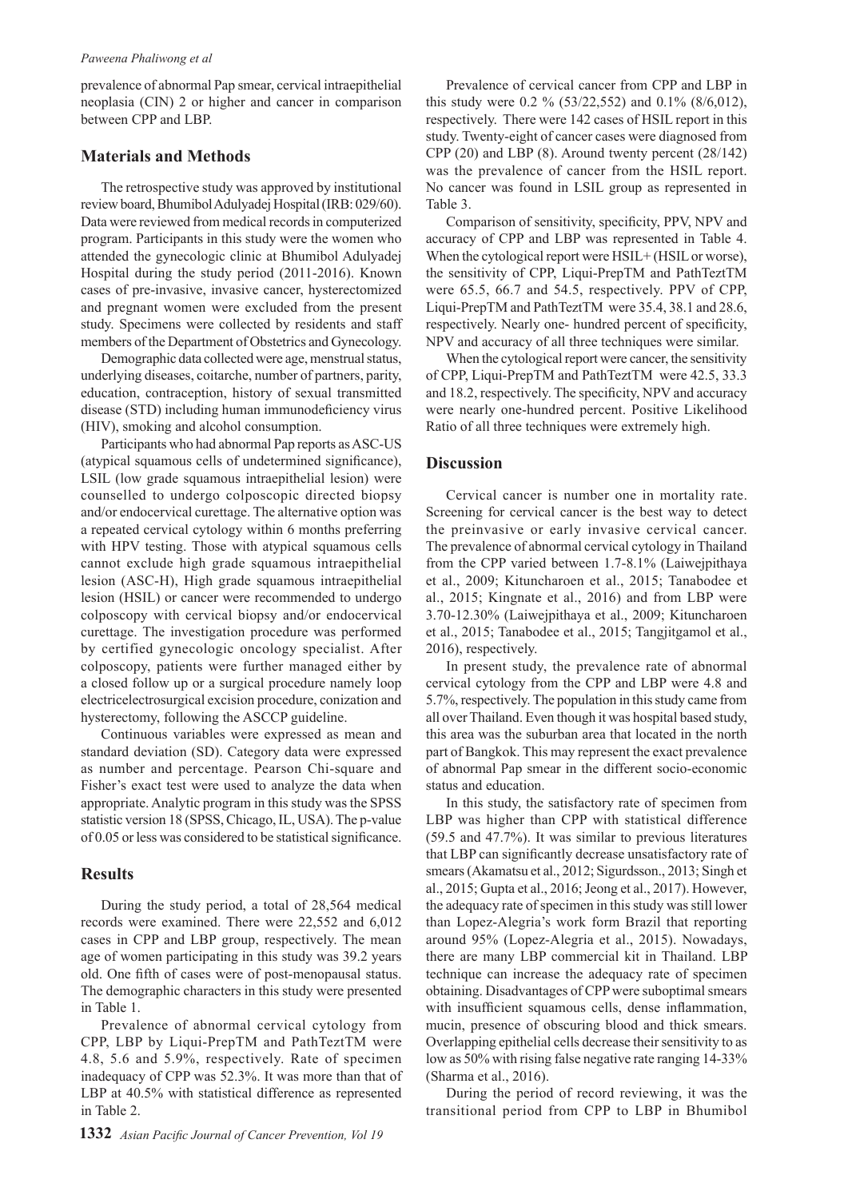prevalence of abnormal Pap smear, cervical intraepithelial neoplasia (CIN) 2 or higher and cancer in comparison between CPP and LBP.

## Materials and Methods

The retrospective study was approved by institutional review board, Bhumibol Adulyadej Hospital (IRB: 029/60). Data were reviewed from medical records in computerized program. Participants in this study were the women who attended the gynecologic clinic at Bhumibol Adulyadej Hospital during the study period (2011-2016). Known cases of pre-invasive, invasive cancer, hysterectomized and pregnant women were excluded from the present study. Specimens were collected by residents and staff members of the Department of Obstetrics and Gynecology.

Demographic data collected were age, menstrual status, underlying diseases, coitarche, number of partners, parity, education, contraception, history of sexual transmitted disease (STD) including human immunodeficiency virus (HIV), smoking and alcohol consumption.

Participants who had abnormal Pap reports as ASC-US (atypical squamous cells of undetermined significance), LSIL (low grade squamous intraepithelial lesion) were counselled to undergo colposcopic directed biopsy and/or endocervical curettage. The alternative option was a repeated cervical cytology within 6 months preferring with HPV testing. Those with atypical squamous cells cannot exclude high grade squamous intraepithelial lesion (ASC-H), High grade squamous intraepithelial lesion (HSIL) or cancer were recommended to undergo colposcopy with cervical biopsy and/or endocervical curettage. The investigation procedure was performed by certified gynecologic oncology specialist. After colposcopy, patients were further managed either by a closed follow up or a surgical procedure namely loop electricelectrosurgical excision procedure, conization and hysterectomy, following the ASCCP guideline.

Continuous variables were expressed as mean and standard deviation (SD). Category data were expressed as number and percentage. Pearson Chi-square and Fisher's exact test were used to analyze the data when appropriate. Analytic program in this study was the SPSS statistic version 18 (SPSS, Chicago, IL, USA). The p-value of 0.05 or less was considered to be statistical significance.

## Results

During the study period, a total of 28,564 medical records were examined. There were 22,552 and 6,012 cases in CPP and LBP group, respectively. The mean age of women participating in this study was 39.2 years old. One fifth of cases were of post-menopausal status. The demographic characters in this study were presented in Table 1.

Prevalence of abnormal cervical cytology from CPP, LBP by Liqui-PrepTM and PathTeztTM were 4.8, 5.6 and 5.9%, respectively. Rate of specimen inadequacy of CPP was 52.3%. It was more than that of LBP at 40.5% with statistical difference as represented in Table 2.

Prevalence of cervical cancer from CPP and LBP in this study were 0.2 % (53/22,552) and 0.1% (8/6,012), respectively. There were 142 cases of HSIL report in this study. Twenty-eight of cancer cases were diagnosed from CPP (20) and LBP (8). Around twenty percent (28/142) was the prevalence of cancer from the HSIL report. No cancer was found in LSIL group as represented in Table 3.

Comparison of sensitivity, specificity, PPV, NPV and accuracy of CPP and LBP was represented in Table 4. When the cytological report were HSIL+ (HSIL or worse), the sensitivity of CPP, Liqui-PrepTM and PathTeztTM were 65.5, 66.7 and 54.5, respectively. PPV of CPP, Liqui-PrepTM and PathTeztTM were 35.4, 38.1 and 28.6, respectively. Nearly one- hundred percent of specificity, NPV and accuracy of all three techniques were similar.

When the cytological report were cancer, the sensitivity of CPP, Liqui-PrepTM and PathTeztTM were 42.5, 33.3 and 18.2, respectively. The specificity, NPV and accuracy were nearly one-hundred percent. Positive Likelihood Ratio of all three techniques were extremely high.

## Discussion

Cervical cancer is number one in mortality rate. Screening for cervical cancer is the best way to detect the preinvasive or early invasive cervical cancer. The prevalence of abnormal cervical cytology in Thailand from the CPP varied between 1.7-8.1% (Laiwejpithaya et al., 2009; Kituncharoen et al., 2015; Tanabodee et al., 2015; Kingnate et al., 2016) and from LBP were 3.70-12.30% (Laiwejpithaya et al., 2009; Kituncharoen et al., 2015; Tanabodee et al., 2015; Tangjitgamol et al., 2016), respectively.

In present study, the prevalence rate of abnormal cervical cytology from the CPP and LBP were 4.8 and 5.7%, respectively. The population in this study came from all over Thailand. Even though it was hospital based study, this area was the suburban area that located in the north part of Bangkok. This may represent the exact prevalence of abnormal Pap smear in the different socio-economic status and education.

In this study, the satisfactory rate of specimen from LBP was higher than CPP with statistical difference (59.5 and 47.7%). It was similar to previous literatures that LBP can significantly decrease unsatisfactory rate of smears (Akamatsu et al., 2012; Sigurdsson., 2013; Singh et al., 2015; Gupta et al., 2016; Jeong et al., 2017). However, the adequacy rate of specimen in this study was still lower than Lopez-Alegria's work form Brazil that reporting around 95% (Lopez-Alegria et al., 2015). Nowadays, there are many LBP commercial kit in Thailand. LBP technique can increase the adequacy rate of specimen obtaining. Disadvantages of CPP were suboptimal smears with insufficient squamous cells, dense inflammation, mucin, presence of obscuring blood and thick smears. Overlapping epithelial cells decrease their sensitivity to as low as 50% with rising false negative rate ranging 14-33% (Sharma et al., 2016).

During the period of record reviewing, it was the transitional period from CPP to LBP in Bhumibol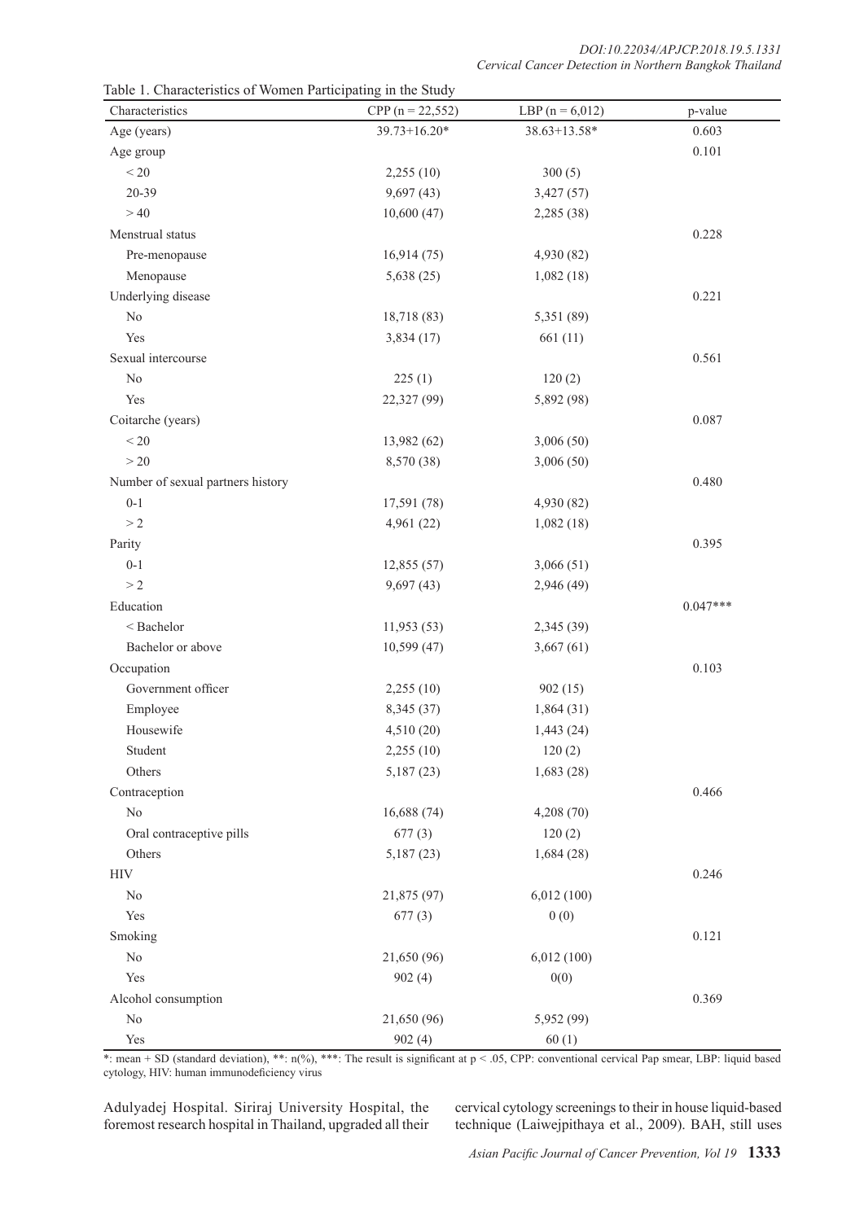Table 1. Characteristics of Women Participating in the Study

| Characteristics | CPP (n = 22,552) | LBP (n = 6,012) | p-value |
|---|---|---|---|
| Age (years) | 39.73+16.20* | 38.63+13.58* | 0.603 |
| Age group | | | 0.101 |
| < 20 | 2,255 (10) | 300 (5) | |
| 20-39 | 9,697 (43) | 3,427 (57) | |
| > 40 | 10,600 (47) | 2,285 (38) | |
| Menstrual status | | | 0.228 |
| Pre-menopause | 16,914 (75) | 4,930 (82) | |
| Menopause | 5,638 (25) | 1,082 (18) | |
| Underlying disease | | | 0.221 |
| No | 18,718 (83) | 5,351 (89) | |
| Yes | 3,834 (17) | 661 (11) | |
| Sexual intercourse | | | 0.561 |
| No | 225 (1) | 120 (2) | |
| Yes | 22,327 (99) | 5,892 (98) | |
| Coitarche (years) | | | 0.087 |
| < 20 | 13,982 (62) | 3,006 (50) | |
| > 20 | 8,570 (38) | 3,006 (50) | |
| Number of sexual partners history | | | 0.480 |
| 0-1 | 17,591 (78) | 4,930 (82) | |
| > 2 | 4,961 (22) | 1,082 (18) | |
| Parity | | | 0.395 |
| 0-1 | 12,855 (57) | 3,066 (51) | |
| > 2 | 9,697 (43) | 2,946 (49) | |
| Education | | | 0.047*** |
| < Bachelor | 11,953 (53) | 2,345 (39) | |
| Bachelor or above | 10,599 (47) | 3,667 (61) | |
| Occupation | | | 0.103 |
| Government officer | 2,255 (10) | 902 (15) | |
| Employee | 8,345 (37) | 1,864 (31) | |
| Housewife | 4,510 (20) | 1,443 (24) | |
| Student | 2,255 (10) | 120 (2) | |
| Others | 5,187 (23) | 1,683 (28) | |
| Contraception | | | 0.466 |
| No | 16,688 (74) | 4,208 (70) | |
| Oral contraceptive pills | 677 (3) | 120 (2) | |
| Others | 5,187 (23) | 1,684 (28) | |
| HIV | | | 0.246 |
| No | 21,875 (97) | 6,012 (100) | |
| Yes | 677 (3) | 0 (0) | |
| Smoking | | | 0.121 |
| No | 21,650 (96) | 6,012 (100) | |
| Yes | 902 (4) | 0(0) | |
| Alcohol consumption | | | 0.369 |
| No | 21,650 (96) | 5,952 (99) | |
| Yes | 902 (4) | 60 (1) | |

*: mean + SD (standard deviation), **: n(%), ***: The result is significant at $p < .05$, CPP: conventional cervical Pap smear, LBP: liquid based cytology, HIV: human immunodeficiency virus

Adulyadej Hospital. Siriraj University Hospital, the foremost research hospital in Thailand, upgraded all their cervical cytology screenings to their in house liquid-based technique (Laiwejpithaya et al., 2009). BAH, still uses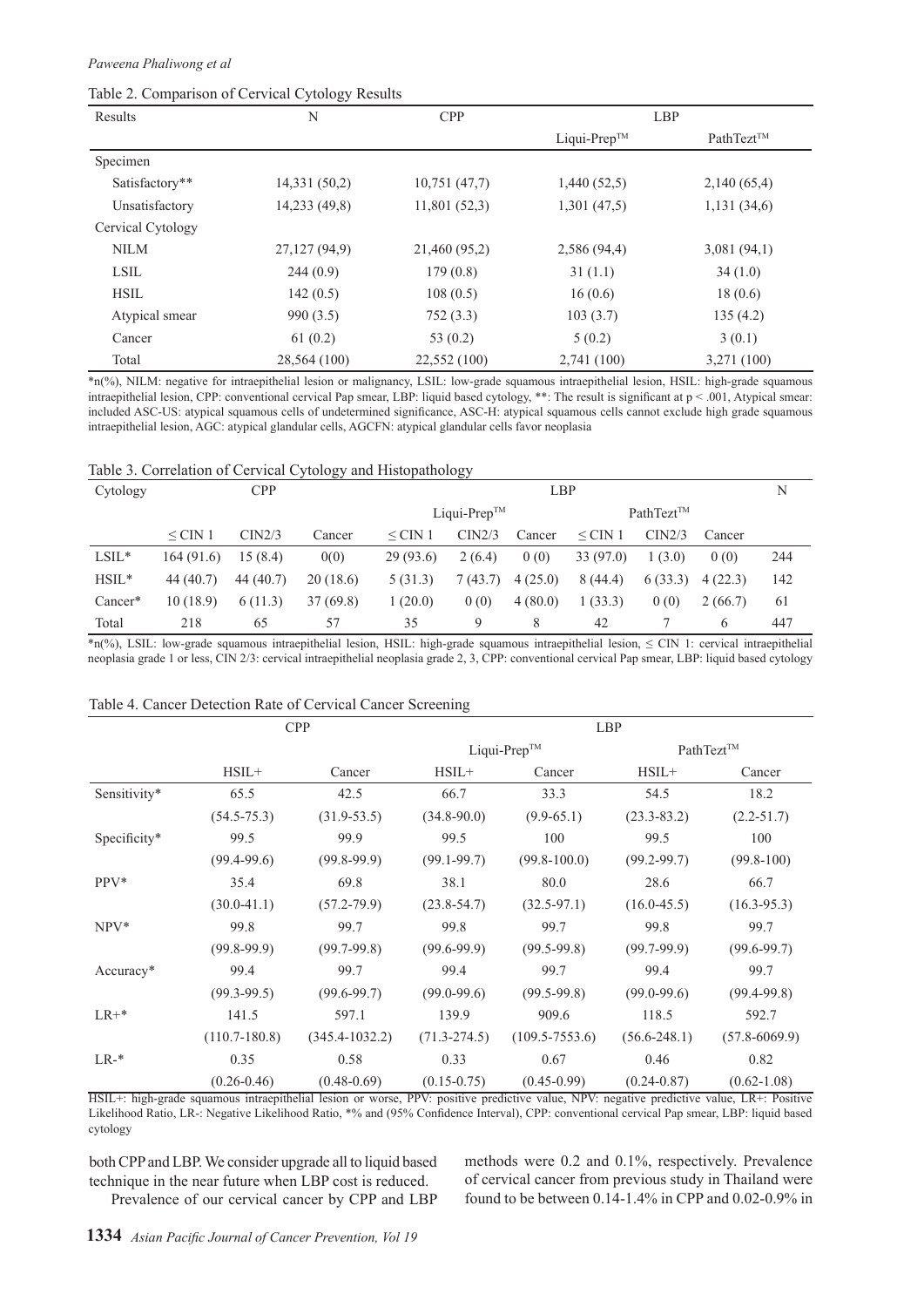Table 2. Comparison of Cervical Cytology Results

| Results | N | CPP | LBP | |
|---|---|---|---|---|
| | | | Liqui-Prep™ | PathTezt™ |
| Specimen | | | | |
| Satisfactory** | 14,331 (50,2) | 10,751 (47,7) | 1,440 (52,5) | 2,140 (65,4) |
| Unsatisfactory | 14,233 (49,8) | 11,801 (52,3) | 1,301 (47,5) | 1,131 (34,6) |
| Cervical Cytology | | | | |
| NILM | 27,127 (94,9) | 21,460 (95,2) | 2,586 (94,4) | 3,081 (94,1) |
| LSIL | 244 (0.9) | 179 (0.8) | 31 (1.1) | 34 (1.0) |
| HSIL | 142 (0.5) | 108 (0.5) | 16 (0.6) | 18 (0.6) |
| Atypical smear | 990 (3.5) | 752 (3.3) | 103 (3.7) | 135 (4.2) |
| Cancer | 61 (0.2) | 53 (0.2) | 5 (0.2) | 3 (0.1) |
| Total | 28,564 (100) | 22,552 (100) | 2,741 (100) | 3,271 (100) |

*n(%), NILM: negative for intraepithelial lesion or malignancy, LSIL: low-grade squamous intraepithelial lesion, HSIL: high-grade squamous intraepithelial lesion, CPP: conventional cervical Pap smear, LBP: liquid based cytology, **: The result is significant at p < .001, Atypical smear: included ASC-US: atypical squamous cells of undetermined significance, ASC-H: atypical squamous cells cannot exclude high grade squamous intraepithelial lesion, AGC: atypical glandular cells, AGCFN: atypical glandular cells favor neoplasia

Table 3. Correlation of Cervical Cytology and Histopathology

| Cytology | CPP | | | LBP | | | | | | N |
|---|---|---|---|---|---|---|---|---|---|---|
| | | | | Liqui-Prep™ | | | PathTezt™ | | | |
| | ≤ CIN 1 | CIN2/3 | Cancer | ≤ CIN 1 | CIN2/3 | Cancer | ≤ CIN 1 | CIN2/3 | Cancer | |
| LSIL* | 164 (91.6) | 15 (8.4) | 0(0) | 29 (93.6) | 2 (6.4) | 0 (0) | 33 (97.0) | 1 (3.0) | 0 (0) | 244 |
| HSIL* | 44 (40.7) | 44 (40.7) | 20 (18.6) | 5 (31.3) | 7 (43.7) | 4 (25.0) | 8 (44.4) | 6 (33.3) | 4 (22.3) | 142 |
| Cancer* | 10 (18.9) | 6 (11.3) | 37 (69.8) | 1 (20.0) | 0 (0) | 4 (80.0) | 1 (33.3) | 0 (0) | 2 (66.7) | 61 |
| Total | 218 | 65 | 57 | 35 | 9 | 8 | 42 | 7 | 6 | 447 |

*n(%), LSIL: low-grade squamous intraepithelial lesion, HSIL: high-grade squamous intraepithelial lesion, ≤ CIN 1: cervical intraepithelial neoplasia grade 1 or less, CIN 2/3: cervical intraepithelial neoplasia grade 2, 3, CPP: conventional cervical Pap smear, LBP: liquid based cytology

Table 4. Cancer Detection Rate of Cervical Cancer Screening

| | CPP | | LBP | | | |
|---|---|---|---|---|---|---|
| | | | Liqui-Prep™ | | PathTezt™ | |
| | HSIL+ | Cancer | HSIL+ | Cancer | HSIL+ | Cancer |
| Sensitivity* | 65.5 | 42.5 | 66.7 | 33.3 | 54.5 | 18.2 |
| | (54.5-75.3) | (31.9-53.5) | (34.8-90.0) | (9.9-65.1) | (23.3-83.2) | (2.2-51.7) |
| Specificity* | 99.5 | 99.9 | 99.5 | 100 | 99.5 | 100 |
| | (99.4-99.6) | (99.8-99.9) | (99.1-99.7) | (99.8-100.0) | (99.2-99.7) | (99.8-100) |
| PPV* | 35.4 | 69.8 | 38.1 | 80.0 | 28.6 | 66.7 |
| | (30.0-41.1) | (57.2-79.9) | (23.8-54.7) | (32.5-97.1) | (16.0-45.5) | (16.3-95.3) |
| NPV* | 99.8 | 99.7 | 99.8 | 99.7 | 99.8 | 99.7 |
| | (99.8-99.9) | (99.7-99.8) | (99.6-99.9) | (99.5-99.8) | (99.7-99.9) | (99.6-99.7) |
| Accuracy* | 99.4 | 99.7 | 99.4 | 99.7 | 99.4 | 99.7 |
| | (99.3-99.5) | (99.6-99.7) | (99.0-99.6) | (99.5-99.8) | (99.0-99.6) | (99.4-99.8) |
| LR+* | 141.5 | 597.1 | 139.9 | 909.6 | 118.5 | 592.7 |
| | (110.7-180.8) | (345.4-1032.2) | (71.3-274.5) | (109.5-7553.6) | (56.6-248.1) | (57.8-6069.9) |
| LR-* | 0.35 | 0.58 | 0.33 | 0.67 | 0.46 | 0.82 |
| | (0.26-0.46) | (0.48-0.69) | (0.15-0.75) | (0.45-0.99) | (0.24-0.87) | (0.62-1.08) |

HSIL+: high-grade squamous intraepithelial lesion or worse, PPV: positive predictive value, NPV: negative predictive value, LR+: Positive Likelihood Ratio, LR-: Negative Likelihood Ratio, *% and (95% Confidence Interval), CPP: conventional cervical Pap smear, LBP: liquid based cytology

both CPP and LBP. We consider upgrade all to liquid based technique in the near future when LBP cost is reduced.

Prevalence of our cervical cancer by CPP and LBP methods were 0.2 and 0.1%, respectively. Prevalence of cervical cancer from previous study in Thailand were found to be between 0.14-1.4% in CPP and 0.02-0.9% in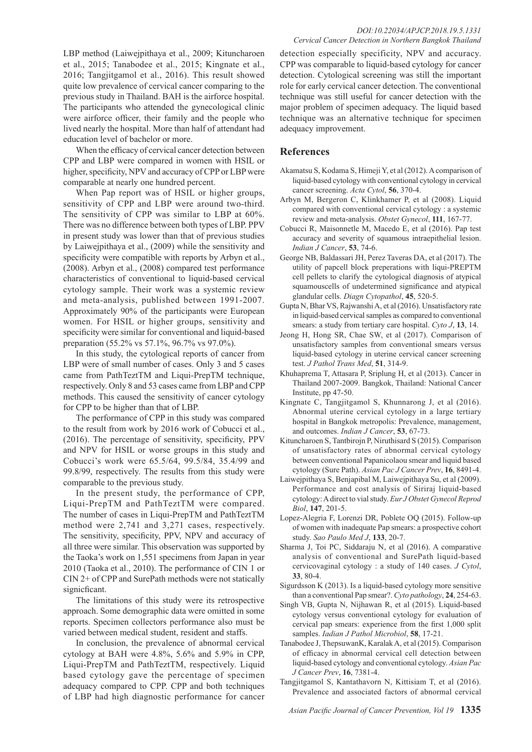LBP method (Laiwejpithaya et al., 2009; Kituncharoen et al., 2015; Tanabodee et al., 2015; Kingnate et al., 2016; Tangjitgamol et al., 2016). This result showed quite low prevalence of cervical cancer comparing to the previous study in Thailand. BAH is the airforce hospital. The participants who attended the gynecological clinic were airforce officer, their family and the people who lived nearly the hospital. More than half of attendant had education level of bachelor or more.

When the efficacy of cervical cancer detection between CPP and LBP were compared in women with HSIL or higher, specificity, NPV and accuracy of CPP or LBP were comparable at nearly one hundred percent.

When Pap report was of HSIL or higher groups, sensitivity of CPP and LBP were around two-third. The sensitivity of CPP was similar to LBP at 60%. There was no difference between both types of LBP. PPV in present study was lower than that of previous studies by Laiwejpithaya et al., (2009) while the sensitivity and specificity were compatible with reports by Arbyn et al., (2008). Arbyn et al., (2008) compared test performance characteristics of conventional to liquid-based cervical cytology sample. Their work was a systemic review and meta-analysis, published between 1991-2007. Approximately 90% of the participants were European women. For HSIL or higher groups, sensitivity and specificity were similar for conventional and liquid-based preparation (55.2% vs 57.1%, 96.7% vs 97.0%).

In this study, the cytological reports of cancer from LBP were of small number of cases. Only 3 and 5 cases came from PathTeztTM and Liqui-PrepTM technique, respectively. Only 8 and 53 cases came from LBP and CPP methods. This caused the sensitivity of cancer cytology for CPP to be higher than that of LBP.

The performance of CPP in this study was compared to the result from work by 2016 work of Cobucci et al., (2016). The percentage of sensitivity, specificity, PPV and NPV for HSIL or worse groups in this study and Cobucci's work were 65.5/64, 99.5/84, 35.4/99 and 99.8/99, respectively. The results from this study were comparable to the previous study.

In the present study, the performance of CPP, Liqui-PrepTM and PathTeztTM were compared. The number of cases in Liqui-PrepTM and PathTeztTM method were 2,741 and 3,271 cases, respectively. The sensitivity, specificity, PPV, NPV and accuracy of all three were similar. This observation was supported by the Taoka's work on 1,551 specimens from Japan in year 2010 (Taoka et al., 2010). The performance of CIN 1 or CIN 2+ of CPP and SurePath methods were not statically signicficant.

The limitations of this study were its retrospective approach. Some demographic data were omitted in some reports. Specimen collectors performance also must be varied between medical student, resident and staffs.

In conclusion, the prevalence of abnormal cervical cytology at BAH were 4.8%, 5.6% and 5.9% in CPP, Liqui-PrepTM and PathTeztTM, respectively. Liquid based cytology gave the percentage of specimen adequacy compared to CPP. CPP and both techniques of LBP had high diagnostic performance for cancer detection especially specificity, NPV and accuracy. CPP was comparable to liquid-based cytology for cancer detection. Cytological screening was still the important role for early cervical cancer detection. The conventional technique was still useful for cancer detection with the major problem of specimen adequacy. The liquid based technique was an alternative technique for specimen adequacy improvement.

## References

Akamatsu S, Kodama S, Himeji Y, et al (2012). A comparison of liquid-based cytology with conventional cytology in cervical cancer screening. *Acta Cytol*, **56**, 370-4.

Arbyn M, Bergeron C, Klinkhamer P, et al (2008). Liquid compared with conventional cervical cytology : a systemic review and meta-analysis. *Obstet Gynecol*, **111**, 167-77.

Cobucci R, Maisonnetle M, Macedo E, et al (2016). Pap test accuracy and severity of squamous intraepithelial lesion. *Indian J Cancer*, **53**, 74-6.

George NB, Baldassari JH, Perez Taveras DA, et al (2017). The utility of papcell block preperations with liqui-PREPTM cell pellets to clarify the cytological diagnosis of atypical squamouscells of undetermined significance and atypical glandular cells. *Diagn Cytopathol*, **45**, 520-5.

Gupta N, Bhar VS, Rajwanshi A, et al (2016). Unsatisfactory rate in liquid-based cervical samples as compared to conventional smears: a study from tertiary care hospital. *Cyto J*, **13**, 14.

Jeong H, Hong SR, Chae SW, et al (2017). Comparison of unsatisfactory samples from conventional smears versus liquid-based cytology in uterine cervical cancer screening test. *J Pathol Trans Med*, **51**, 314-9.

Khuhaprema T, Attasara P, Sriplung H, et al (2013). Cancer in Thailand 2007-2009. Bangkok, Thailand: National Cancer Institute, pp 47-50.

Kingnate C, Tangjitgamol S, Khunnarong J, et al (2016). Abnormal uterine cervical cytology in a large tertiary hospital in Bangkok metropolis: Prevalence, management, and outcomes. *Indian J Cancer*, **53**, 67-73.

Kituncharoen S, Tantbirojn P, Niruthisard S (2015). Comparison of unsatisfactory rates of abnormal cervical cytology between conventional Papanicolaou smear and liquid based cytology (Sure Path). *Asian Pac J Cancer Prev*, **16**, 8491-4.

Laiwejpithaya S, Benjapibal M, Laiwejpithaya Su, et al (2009). Performance and cost analysis of Siriraj liquid-based cytology: A direct to vial study. *Eur J Obstet Gynecol Reprod Biol*, **147**, 201-5.

Lopez-Alegria F, Lorenzi DR, Poblete OQ (2015). Follow-up of women with inadequate Pap smears: a prospective cohort study. *Sao Paulo Med J*, **133**, 20-7.

Sharma J, Toi PC, Siddaraju N, et al (2016). A comparative analysis of conventional and SurePath liquid-based cervicovaginal cytology : a study of 140 cases. *J Cytol*, **33**, 80-4.

Sigurdsson K (2013). Is a liquid-based cytology more sensitive than a conventional Pap smear?. *Cyto pathology*, **24**, 254-63.

Singh VB, Gupta N, Nijhawan R, et al (2015). Liquid-based cytology versus conventional cytology for evaluation of cervical pap smears: experience from the first 1,000 split samples. *Iadian J Pathol Microbiol*, **58**, 17-21.

Tanabodee J, ThepsuwanK, Karalak A, et al (2015). Comparison of efficacy in abnormal cervical cell detection between liquid-based cytology and conventional cytology. *Asian Pac J Cancer Prev*, **16**, 7381-4.

Tangjitgamol S, Kantathavorn N, Kittisiam T, et al (2016). Prevalence and associated factors of abnormal cervical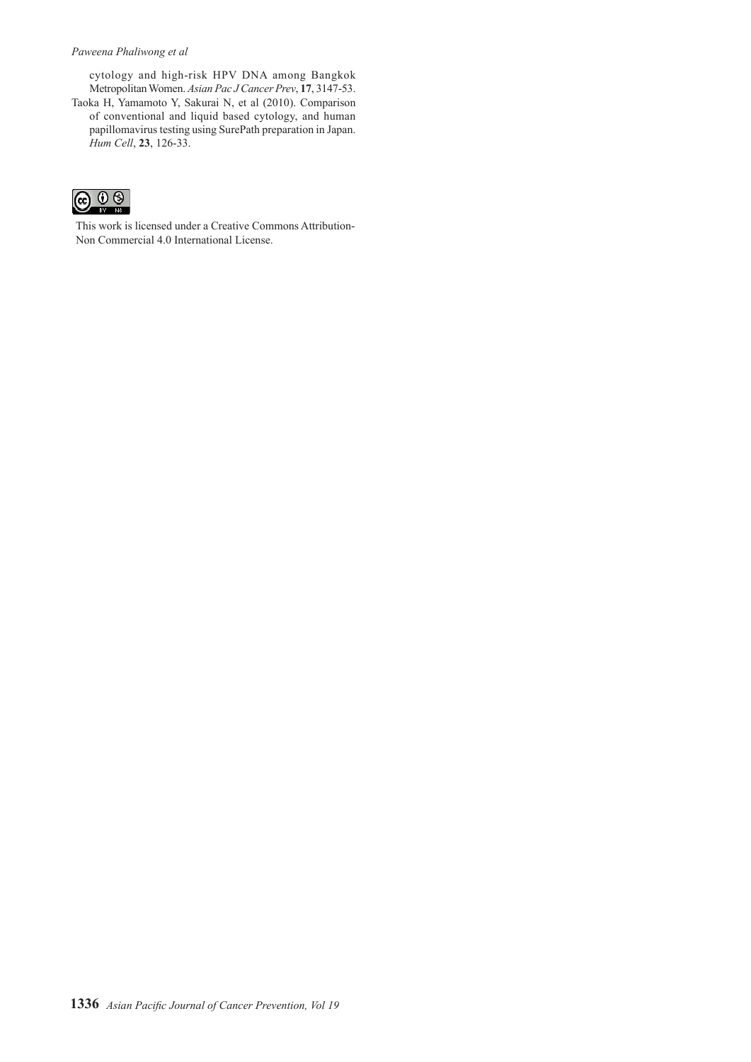cytology and high-risk HPV DNA among Bangkok Metropolitan Women. *Asian Pac J Cancer Prev*, **17**, 3147-53.

Taoka H, Yamamoto Y, Sakurai N, et al (2010). Comparison of conventional and liquid based cytology, and human papillomavirus testing using SurePath preparation in Japan. *Hum Cell*, **23**, 126-33.

This work is licensed under a Creative Commons Attribution-Non Commercial 4.0 International License.